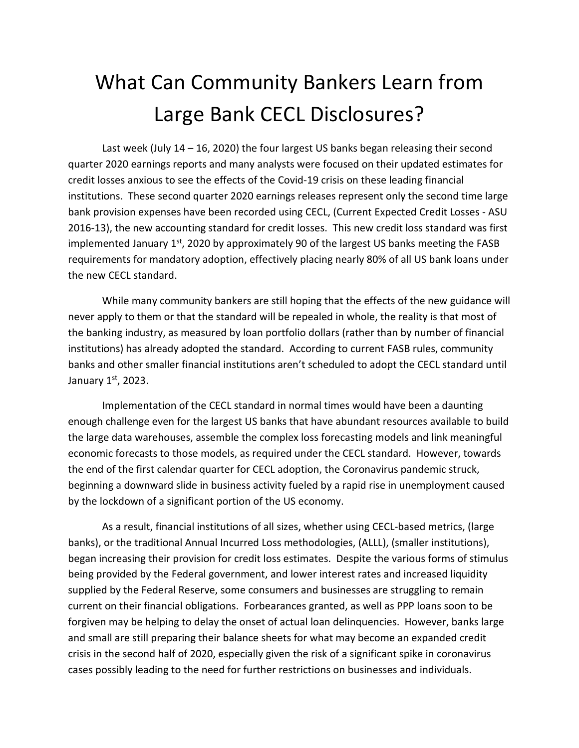# What Can Community Bankers Learn from Large Bank CECL Disclosures?

Last week (July 14 – 16, 2020) the four largest US banks began releasing their second quarter 2020 earnings reports and many analysts were focused on their updated estimates for credit losses anxious to see the effects of the Covid-19 crisis on these leading financial institutions. These second quarter 2020 earnings releases represent only the second time large bank provision expenses have been recorded using CECL, (Current Expected Credit Losses - ASU 2016-13), the new accounting standard for credit losses. This new credit loss standard was first implemented January 1st, 2020 by approximately 90 of the largest US banks meeting the FASB requirements for mandatory adoption, effectively placing nearly 80% of all US bank loans under the new CECL standard.

While many community bankers are still hoping that the effects of the new guidance will never apply to them or that the standard will be repealed in whole, the reality is that most of the banking industry, as measured by loan portfolio dollars (rather than by number of financial institutions) has already adopted the standard. According to current FASB rules, community banks and other smaller financial institutions aren't scheduled to adopt the CECL standard until January 1st, 2023.

Implementation of the CECL standard in normal times would have been a daunting enough challenge even for the largest US banks that have abundant resources available to build the large data warehouses, assemble the complex loss forecasting models and link meaningful economic forecasts to those models, as required under the CECL standard. However, towards the end of the first calendar quarter for CECL adoption, the Coronavirus pandemic struck, beginning a downward slide in business activity fueled by a rapid rise in unemployment caused by the lockdown of a significant portion of the US economy.

As a result, financial institutions of all sizes, whether using CECL-based metrics, (large banks), or the traditional Annual Incurred Loss methodologies, (ALLL), (smaller institutions), began increasing their provision for credit loss estimates. Despite the various forms of stimulus being provided by the Federal government, and lower interest rates and increased liquidity supplied by the Federal Reserve, some consumers and businesses are struggling to remain current on their financial obligations. Forbearances granted, as well as PPP loans soon to be forgiven may be helping to delay the onset of actual loan delinquencies. However, banks large and small are still preparing their balance sheets for what may become an expanded credit crisis in the second half of 2020, especially given the risk of a significant spike in coronavirus cases possibly leading to the need for further restrictions on businesses and individuals.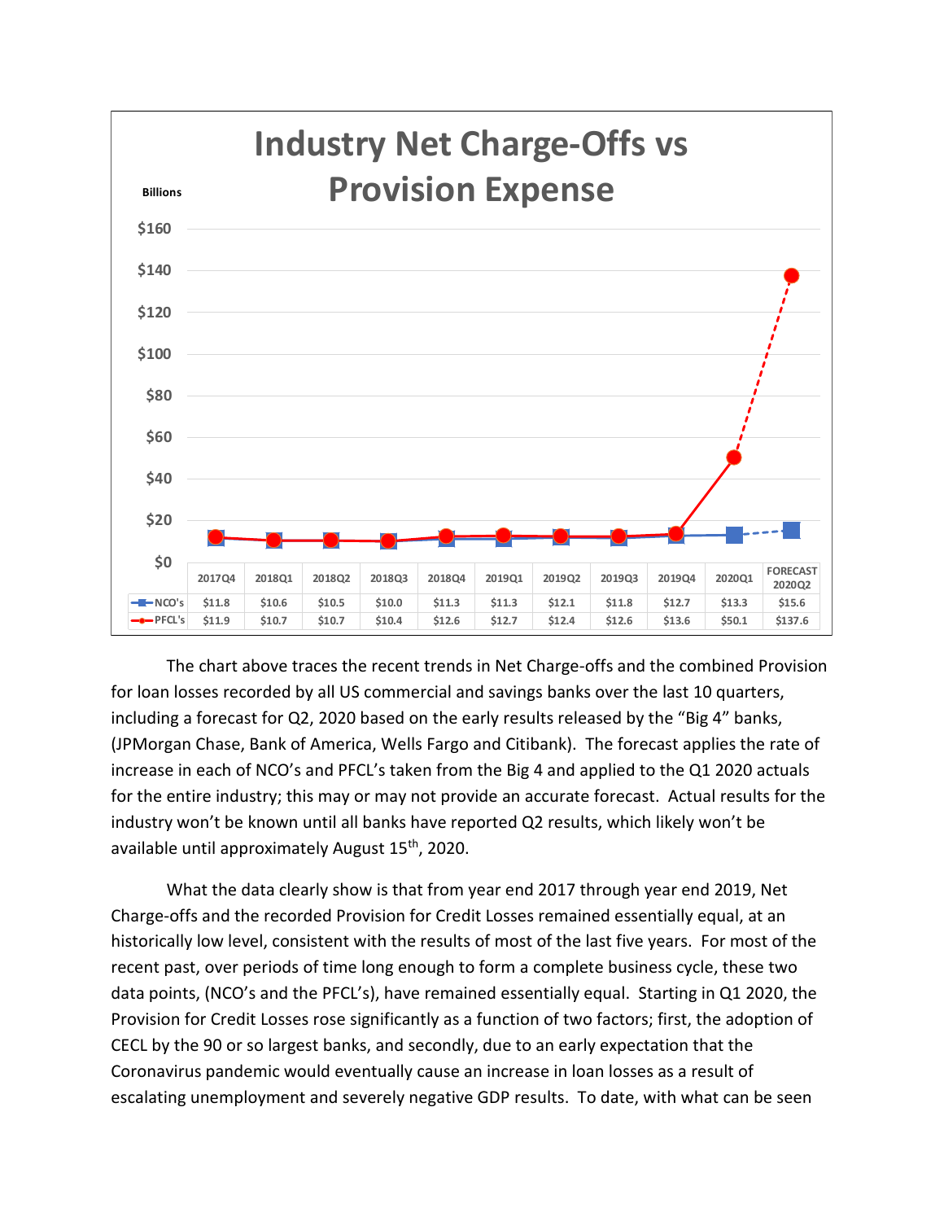## Industry Net Charge-Offs vs Provision Expense

Billions

| | 2017Q4 | 2018Q1 | 2018Q2 | 2018Q3 | 2018Q4 | 2019Q1 | 2019Q2 | 2019Q3 | 2019Q4 | 2020Q1 | FORECAST 2020Q2 |
|---|---|---|---|---|---|---|---|---|---|---|---|
| NCO's | $11.8 | $10.6 | $10.5 | $10.0 | $11.3 | $11.3 | $12.1 | $11.8 | $12.7 | $13.3 | $15.6 |
| PFCL's | $11.9 | $10.7 | $10.7 | $10.4 | $12.6 | $12.7 | $12.4 | $12.6 | $13.6 | $50.1 | $137.6 |

The chart above traces the recent trends in Net Charge-offs and the combined Provision for loan losses recorded by all US commercial and savings banks over the last 10 quarters, including a forecast for Q2, 2020 based on the early results released by the "Big 4" banks, (JPMorgan Chase, Bank of America, Wells Fargo and Citibank). The forecast applies the rate of increase in each of NCO's and PFCL's taken from the Big 4 and applied to the Q1 2020 actuals for the entire industry; this may or may not provide an accurate forecast. Actual results for the industry won't be known until all banks have reported Q2 results, which likely won't be available until approximately August 15th, 2020.

What the data clearly show is that from year end 2017 through year end 2019, Net Charge-offs and the recorded Provision for Credit Losses remained essentially equal, at an historically low level, consistent with the results of most of the last five years. For most of the recent past, over periods of time long enough to form a complete business cycle, these two data points, (NCO's and the PFCL's), have remained essentially equal. Starting in Q1 2020, the Provision for Credit Losses rose significantly as a function of two factors; first, the adoption of CECL by the 90 or so largest banks, and secondly, due to an early expectation that the Coronavirus pandemic would eventually cause an increase in loan losses as a result of escalating unemployment and severely negative GDP results. To date, with what can be seen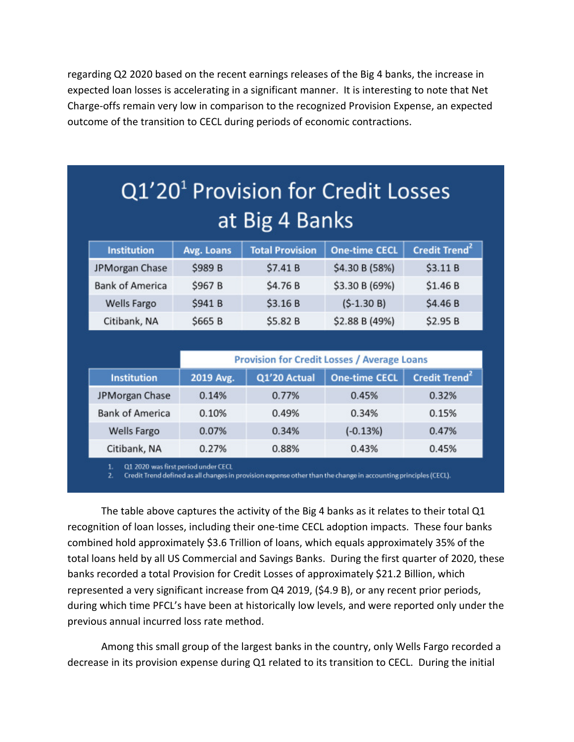regarding Q2 2020 based on the recent earnings releases of the Big 4 banks, the increase in expected loan losses is accelerating in a significant manner. It is interesting to note that Net Charge-offs remain very low in comparison to the recognized Provision Expense, an expected outcome of the transition to CECL during periods of economic contractions.

## Q1'20[1] Provision for Credit Losses at Big 4 Banks

| Institution | Avg. Loans | Total Provision | One-time CECL | Credit Trend[2] |
|---|---|---|---|---|
| JPMorgan Chase | $989 B | $7.41 B | $4.30 B (58%) | $3.11 B |
| Bank of America | $967 B | $4.76 B | $3.30 B (69%) | $1.46 B |
| Wells Fargo | $941 B | $3.16 B | ($-1.30 B) | $4.46 B |
| Citibank, NA | $665 B | $5.82 B | $2.88 B (49%) | $2.95 B |

| | Provision for Credit Losses / Average Loans | | | |
|---|---|---|---|---|
| **Institution** | **2019 Avg.** | **Q1'20 Actual** | **One-time CECL** | **Credit Trend[2]** |
| JPMorgan Chase | 0.14% | 0.77% | 0.45% | 0.32% |
| Bank of America | 0.10% | 0.49% | 0.34% | 0.15% |
| Wells Fargo | 0.07% | 0.34% | (-0.13%) | 0.47% |
| Citibank, NA | 0.27% | 0.88% | 0.43% | 0.45% |

1. Q1 2020 was first period under CECL
2. Credit Trend defined as all changes in provision expense other than the change in accounting principles (CECL).

The table above captures the activity of the Big 4 banks as it relates to their total Q1 recognition of loan losses, including their one-time CECL adoption impacts. These four banks combined hold approximately $3.6 Trillion of loans, which equals approximately 35% of the total loans held by all US Commercial and Savings Banks. During the first quarter of 2020, these banks recorded a total Provision for Credit Losses of approximately $21.2 Billion, which represented a very significant increase from Q4 2019, ($4.9 B), or any recent prior periods, during which time PFCL's have been at historically low levels, and were reported only under the previous annual incurred loss rate method.

Among this small group of the largest banks in the country, only Wells Fargo recorded a decrease in its provision expense during Q1 related to its transition to CECL. During the initial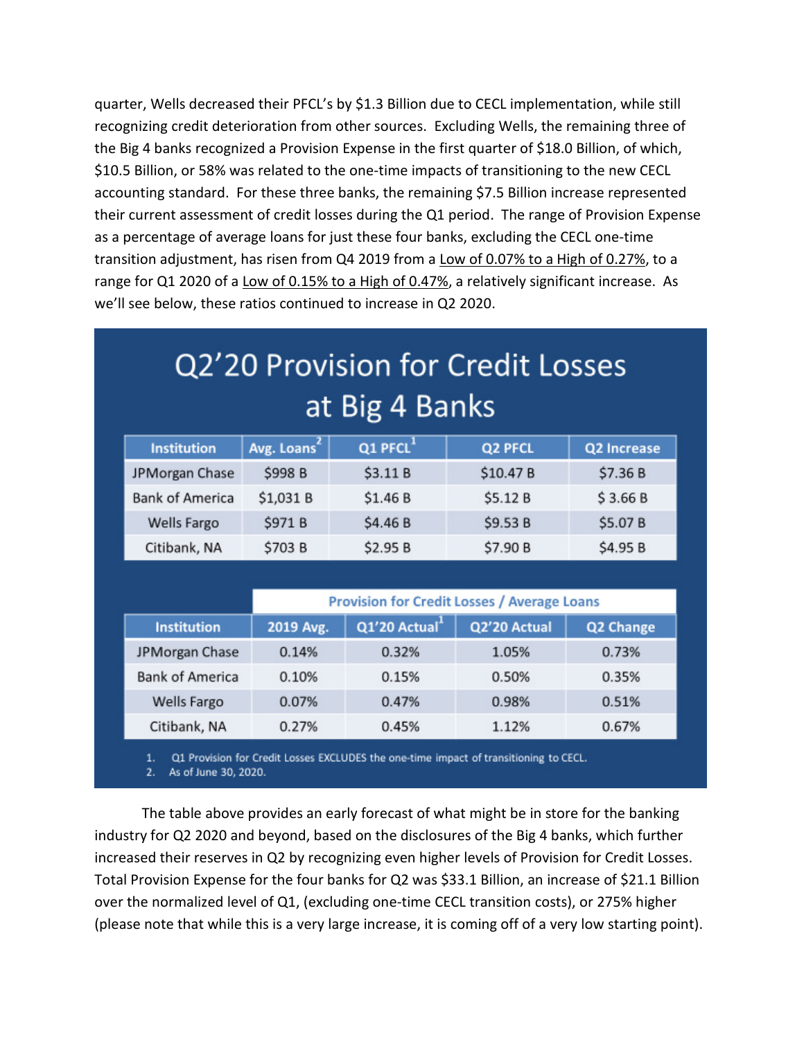quarter, Wells decreased their PFCL's by $1.3 Billion due to CECL implementation, while still recognizing credit deterioration from other sources. Excluding Wells, the remaining three of the Big 4 banks recognized a Provision Expense in the first quarter of $18.0 Billion, of which, $10.5 Billion, or 58% was related to the one-time impacts of transitioning to the new CECL accounting standard. For these three banks, the remaining $7.5 Billion increase represented their current assessment of credit losses during the Q1 period. The range of Provision Expense as a percentage of average loans for just these four banks, excluding the CECL one-time transition adjustment, has risen from Q4 2019 from a Low of 0.07% to a High of 0.27%, to a range for Q1 2020 of a Low of 0.15% to a High of 0.47%, a relatively significant increase. As we'll see below, these ratios continued to increase in Q2 2020.

## Q2'20 Provision for Credit Losses at Big 4 Banks

| Institution | Avg. Loans[2] | Q1 PFCL[1] | Q2 PFCL | Q2 Increase |
|---|---|---|---|---|
| JPMorgan Chase | $998 B | $3.11 B | $10.47 B | $7.36 B |
| Bank of America | $1,031 B | $1.46 B | $5.12 B | $ 3.66 B |
| Wells Fargo | $971 B | $4.46 B | $9.53 B | $5.07 B |
| Citibank, NA | $703 B | $2.95 B | $7.90 B | $4.95 B |

| | Provision for Credit Losses / Average Loans | | | |
|---|---|---|---|---|
| Institution | 2019 Avg. | Q1'20 Actual[1] | Q2'20 Actual | Q2 Change |
| JPMorgan Chase | 0.14% | 0.32% | 1.05% | 0.73% |
| Bank of America | 0.10% | 0.15% | 0.50% | 0.35% |
| Wells Fargo | 0.07% | 0.47% | 0.98% | 0.51% |
| Citibank, NA | 0.27% | 0.45% | 1.12% | 0.67% |

1. Q1 Provision for Credit Losses EXCLUDES the one-time impact of transitioning to CECL.
2. As of June 30, 2020.

The table above provides an early forecast of what might be in store for the banking industry for Q2 2020 and beyond, based on the disclosures of the Big 4 banks, which further increased their reserves in Q2 by recognizing even higher levels of Provision for Credit Losses. Total Provision Expense for the four banks for Q2 was $33.1 Billion, an increase of $21.1 Billion over the normalized level of Q1, (excluding one-time CECL transition costs), or 275% higher (please note that while this is a very large increase, it is coming off of a very low starting point).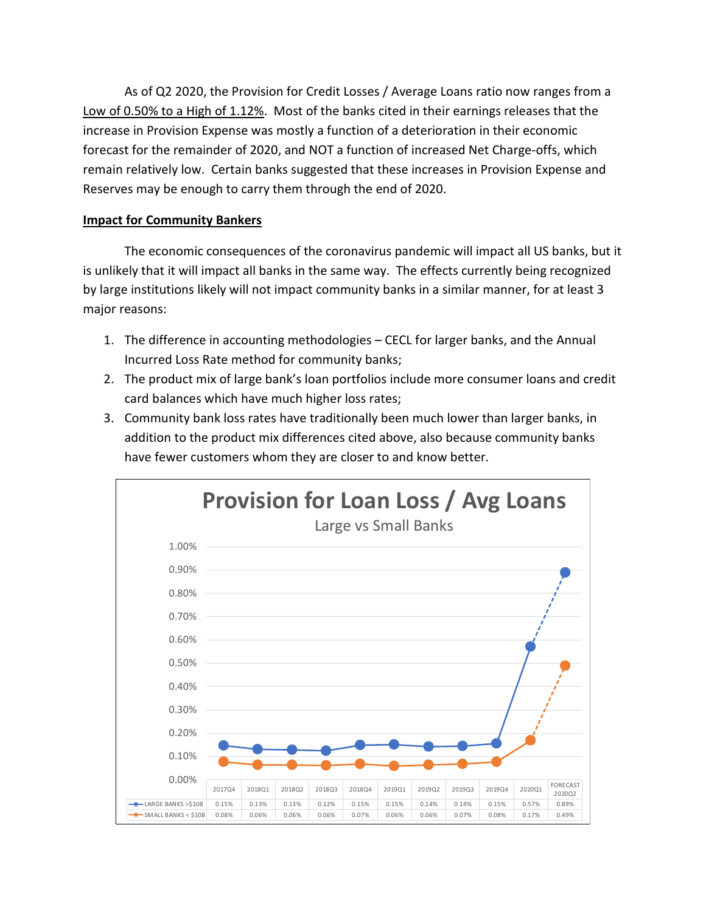As of Q2 2020, the Provision for Credit Losses / Average Loans ratio now ranges from a Low of 0.50% to a High of 1.12%. Most of the banks cited in their earnings releases that the increase in Provision Expense was mostly a function of a deterioration in their economic forecast for the remainder of 2020, and NOT a function of increased Net Charge-offs, which remain relatively low. Certain banks suggested that these increases in Provision Expense and Reserves may be enough to carry them through the end of 2020.

**Impact for Community Bankers**

The economic consequences of the coronavirus pandemic will impact all US banks, but it is unlikely that it will impact all banks in the same way. The effects currently being recognized by large institutions likely will not impact community banks in a similar manner, for at least 3 major reasons:

1. The difference in accounting methodologies – CECL for larger banks, and the Annual Incurred Loss Rate method for community banks;
2. The product mix of large bank's loan portfolios include more consumer loans and credit card balances which have much higher loss rates;
3. Community bank loss rates have traditionally been much lower than larger banks, in addition to the product mix differences cited above, also because community banks have fewer customers whom they are closer to and know better.

**Provision for Loan Loss / Avg Loans**

Large vs Small Banks

| | 2017Q4 | 2018Q1 | 2018Q2 | 2018Q3 | 2018Q4 | 2019Q1 | 2019Q2 | 2019Q3 | 2019Q4 | 2020Q1 | FORECAST 2020Q2 |
|---|---|---|---|---|---|---|---|---|---|---|---|
| LARGE BANKS >$10B | 0.15% | 0.13% | 0.13% | 0.12% | 0.15% | 0.15% | 0.14% | 0.14% | 0.15% | 0.57% | 0.89% |
| SMALL BANKS < $10B | 0.08% | 0.06% | 0.06% | 0.06% | 0.07% | 0.06% | 0.06% | 0.07% | 0.08% | 0.17% | 0.49% |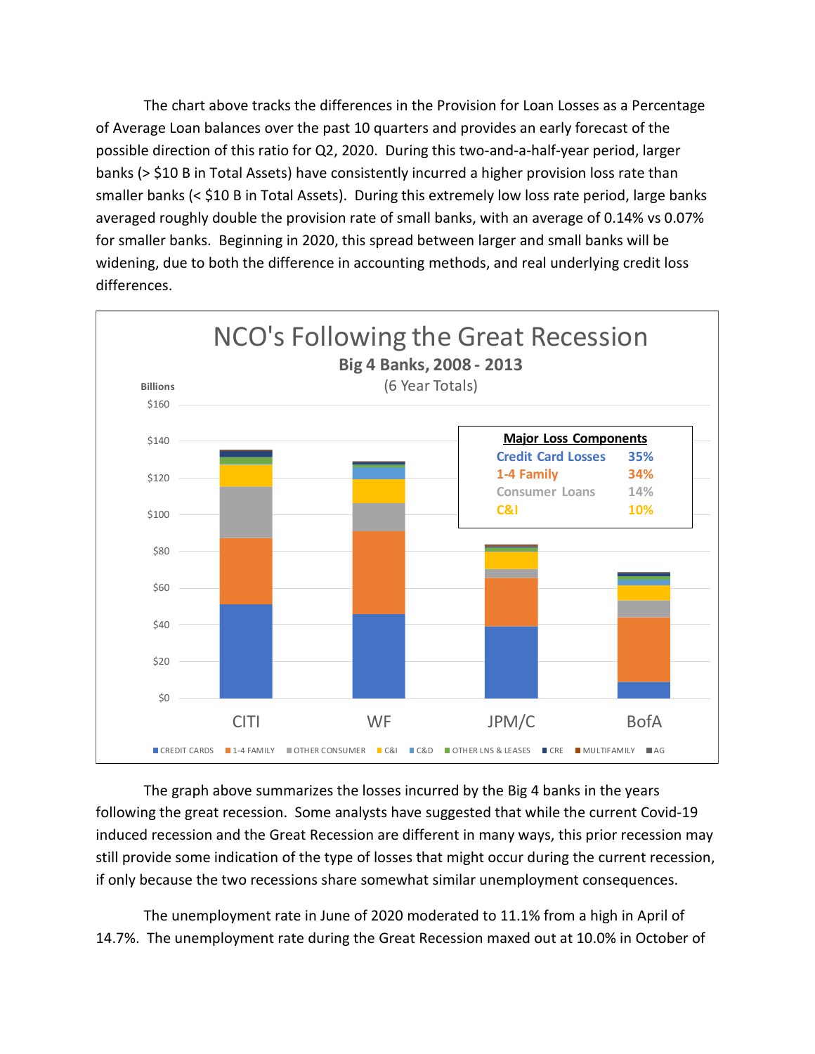The chart above tracks the differences in the Provision for Loan Losses as a Percentage of Average Loan balances over the past 10 quarters and provides an early forecast of the possible direction of this ratio for Q2, 2020. During this two-and-a-half-year period, larger banks (> $10 B in Total Assets) have consistently incurred a higher provision loss rate than smaller banks (< $10 B in Total Assets). During this extremely low loss rate period, large banks averaged roughly double the provision rate of small banks, with an average of 0.14% vs 0.07% for smaller banks. Beginning in 2020, this spread between larger and small banks will be widening, due to both the difference in accounting methods, and real underlying credit loss differences.

**NCO's Following the Great Recession**

**Big 4 Banks, 2008 - 2013**

(6 Year Totals)

| Major Loss Components | |
|---|---|
| Credit Card Losses | 35% |
| 1-4 Family | 34% |
| Consumer Loans | 14% |
| C&I | 10% |

The graph above summarizes the losses incurred by the Big 4 banks in the years following the great recession. Some analysts have suggested that while the current Covid-19 induced recession and the Great Recession are different in many ways, this prior recession may still provide some indication of the type of losses that might occur during the current recession, if only because the two recessions share somewhat similar unemployment consequences.

The unemployment rate in June of 2020 moderated to 11.1% from a high in April of 14.7%. The unemployment rate during the Great Recession maxed out at 10.0% in October of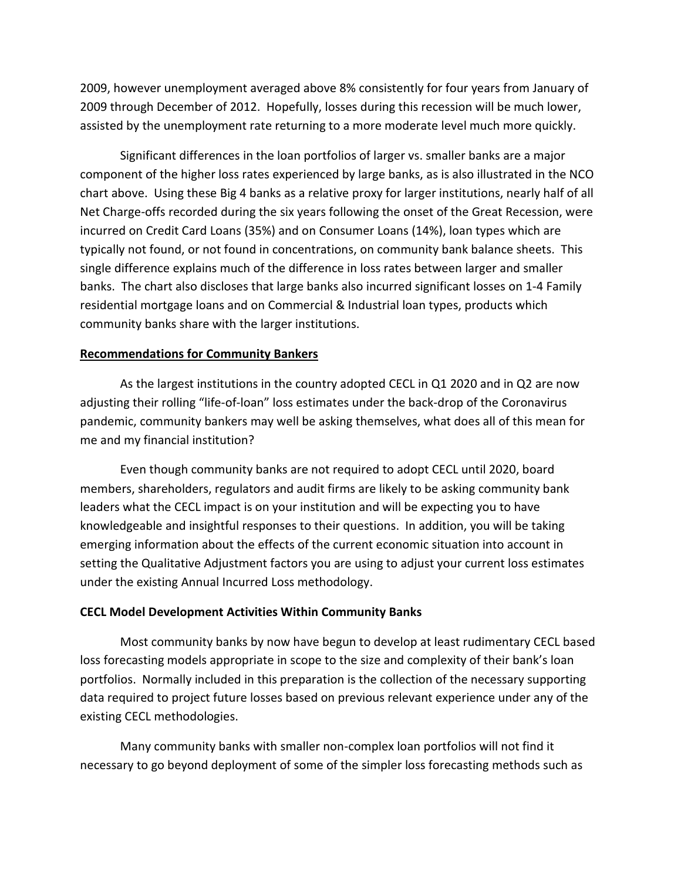2009, however unemployment averaged above 8% consistently for four years from January of 2009 through December of 2012. Hopefully, losses during this recession will be much lower, assisted by the unemployment rate returning to a more moderate level much more quickly.

Significant differences in the loan portfolios of larger vs. smaller banks are a major component of the higher loss rates experienced by large banks, as is also illustrated in the NCO chart above. Using these Big 4 banks as a relative proxy for larger institutions, nearly half of all Net Charge-offs recorded during the six years following the onset of the Great Recession, were incurred on Credit Card Loans (35%) and on Consumer Loans (14%), loan types which are typically not found, or not found in concentrations, on community bank balance sheets. This single difference explains much of the difference in loss rates between larger and smaller banks. The chart also discloses that large banks also incurred significant losses on 1-4 Family residential mortgage loans and on Commercial & Industrial loan types, products which community banks share with the larger institutions.

## Recommendations for Community Bankers

As the largest institutions in the country adopted CECL in Q1 2020 and in Q2 are now adjusting their rolling "life-of-loan" loss estimates under the back-drop of the Coronavirus pandemic, community bankers may well be asking themselves, what does all of this mean for me and my financial institution?

Even though community banks are not required to adopt CECL until 2020, board members, shareholders, regulators and audit firms are likely to be asking community bank leaders what the CECL impact is on your institution and will be expecting you to have knowledgeable and insightful responses to their questions. In addition, you will be taking emerging information about the effects of the current economic situation into account in setting the Qualitative Adjustment factors you are using to adjust your current loss estimates under the existing Annual Incurred Loss methodology.

## CECL Model Development Activities Within Community Banks

Most community banks by now have begun to develop at least rudimentary CECL based loss forecasting models appropriate in scope to the size and complexity of their bank's loan portfolios. Normally included in this preparation is the collection of the necessary supporting data required to project future losses based on previous relevant experience under any of the existing CECL methodologies.

Many community banks with smaller non-complex loan portfolios will not find it necessary to go beyond deployment of some of the simpler loss forecasting methods such as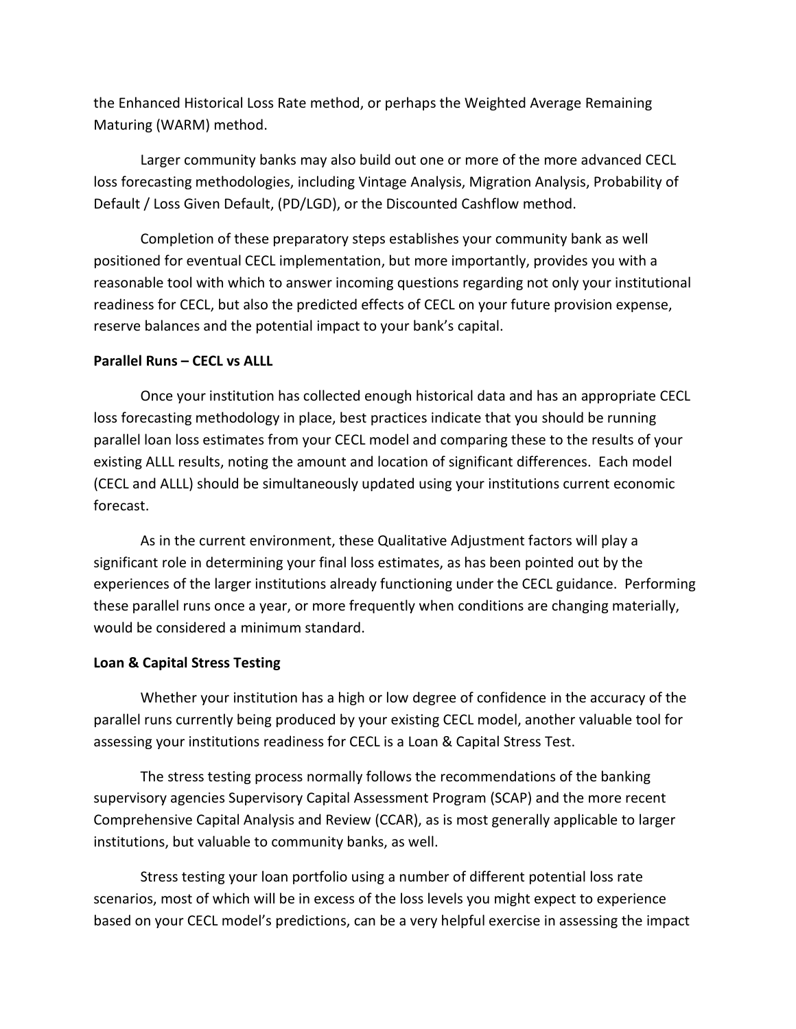the Enhanced Historical Loss Rate method, or perhaps the Weighted Average Remaining Maturing (WARM) method.

Larger community banks may also build out one or more of the more advanced CECL loss forecasting methodologies, including Vintage Analysis, Migration Analysis, Probability of Default / Loss Given Default, (PD/LGD), or the Discounted Cashflow method.

Completion of these preparatory steps establishes your community bank as well positioned for eventual CECL implementation, but more importantly, provides you with a reasonable tool with which to answer incoming questions regarding not only your institutional readiness for CECL, but also the predicted effects of CECL on your future provision expense, reserve balances and the potential impact to your bank's capital.

**Parallel Runs – CECL vs ALLL**

Once your institution has collected enough historical data and has an appropriate CECL loss forecasting methodology in place, best practices indicate that you should be running parallel loan loss estimates from your CECL model and comparing these to the results of your existing ALLL results, noting the amount and location of significant differences. Each model (CECL and ALLL) should be simultaneously updated using your institutions current economic forecast.

As in the current environment, these Qualitative Adjustment factors will play a significant role in determining your final loss estimates, as has been pointed out by the experiences of the larger institutions already functioning under the CECL guidance. Performing these parallel runs once a year, or more frequently when conditions are changing materially, would be considered a minimum standard.

**Loan & Capital Stress Testing**

Whether your institution has a high or low degree of confidence in the accuracy of the parallel runs currently being produced by your existing CECL model, another valuable tool for assessing your institutions readiness for CECL is a Loan & Capital Stress Test.

The stress testing process normally follows the recommendations of the banking supervisory agencies Supervisory Capital Assessment Program (SCAP) and the more recent Comprehensive Capital Analysis and Review (CCAR), as is most generally applicable to larger institutions, but valuable to community banks, as well.

Stress testing your loan portfolio using a number of different potential loss rate scenarios, most of which will be in excess of the loss levels you might expect to experience based on your CECL model's predictions, can be a very helpful exercise in assessing the impact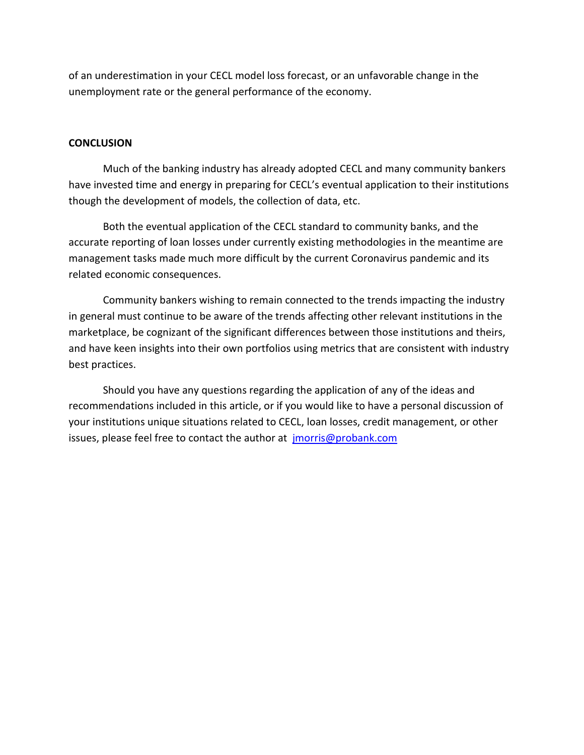of an underestimation in your CECL model loss forecast, or an unfavorable change in the unemployment rate or the general performance of the economy.

**CONCLUSION**

Much of the banking industry has already adopted CECL and many community bankers have invested time and energy in preparing for CECL's eventual application to their institutions though the development of models, the collection of data, etc.

Both the eventual application of the CECL standard to community banks, and the accurate reporting of loan losses under currently existing methodologies in the meantime are management tasks made much more difficult by the current Coronavirus pandemic and its related economic consequences.

Community bankers wishing to remain connected to the trends impacting the industry in general must continue to be aware of the trends affecting other relevant institutions in the marketplace, be cognizant of the significant differences between those institutions and theirs, and have keen insights into their own portfolios using metrics that are consistent with industry best practices.

Should you have any questions regarding the application of any of the ideas and recommendations included in this article, or if you would like to have a personal discussion of your institutions unique situations related to CECL, loan losses, credit management, or other issues, please feel free to contact the author at [jmorris@probank.com](mailto:jmorris@probank.com)